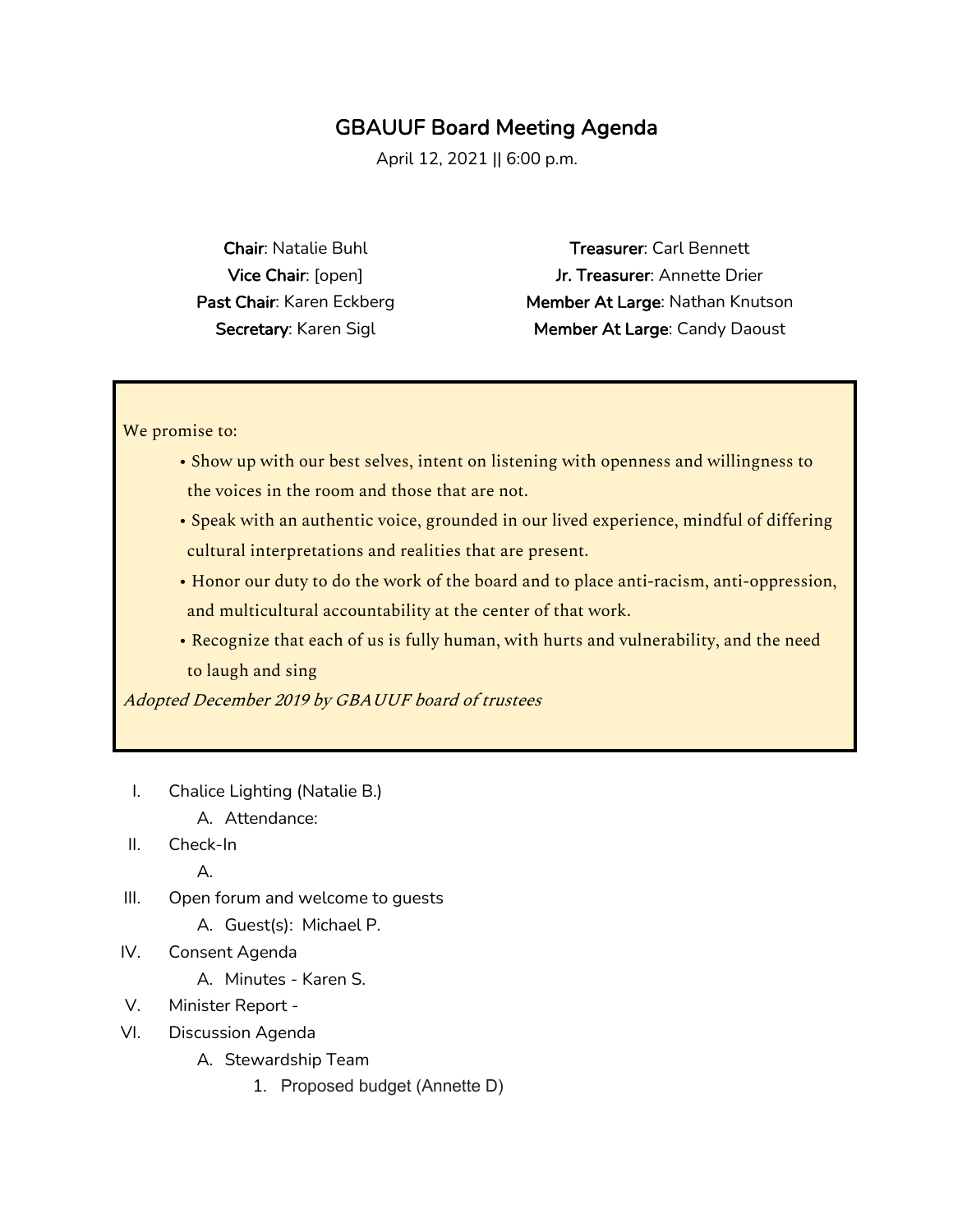# GBAUUF Board Meeting Agenda

April 12, 2021 || 6:00 p.m.

**Chair**: Natalie Buhl
**Vice Chair**: [open]
**Past Chair**: Karen Eckberg
**Secretary**: Karen Sigl

**Treasurer**: Carl Bennett
**Jr. Treasurer**: Annette Drier
**Member At Large**: Nathan Knutson
**Member At Large**: Candy Daoust

We promise to:

- Show up with our best selves, intent on listening with openness and willingness to the voices in the room and those that are not.
- Speak with an authentic voice, grounded in our lived experience, mindful of differing cultural interpretations and realities that are present.
- Honor our duty to do the work of the board and to place anti-racism, anti-oppression, and multicultural accountability at the center of that work.
- Recognize that each of us is fully human, with hurts and vulnerability, and the need to laugh and sing

*Adopted December 2019 by GBAUUF board of trustees*

I. Chalice Lighting (Natalie B.)
   A. Attendance:
II. Check-In
   A.
III. Open forum and welcome to guests
   A. Guest(s): Michael P.
IV. Consent Agenda
   A. Minutes - Karen S.
V. Minister Report -
VI. Discussion Agenda
   A. Stewardship Team
      1. Proposed budget (Annette D)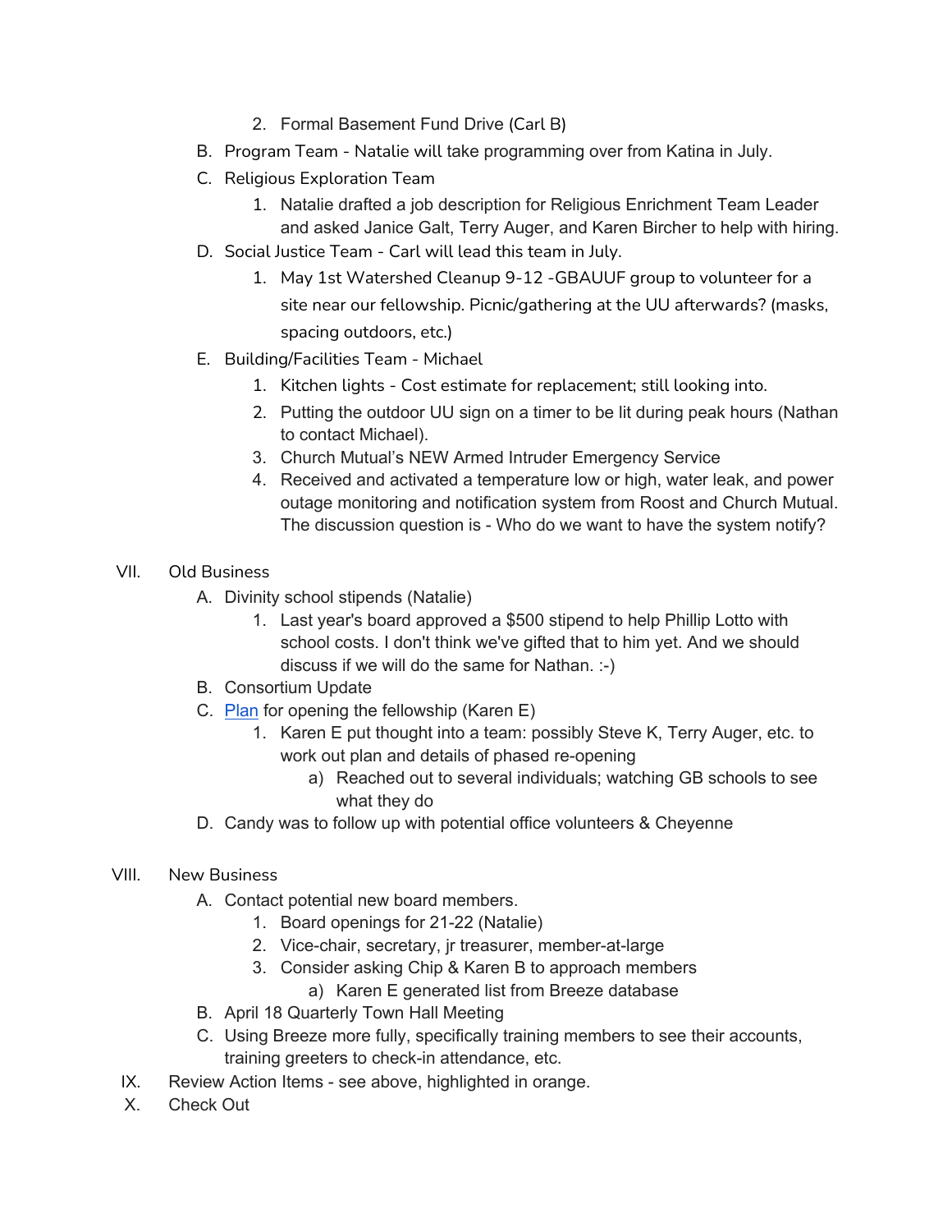2. Formal Basement Fund Drive (Carl B)

B. Program Team - Natalie will take programming over from Katina in July.

C. Religious Exploration Team
   1. Natalie drafted a job description for Religious Enrichment Team Leader and asked Janice Galt, Terry Auger, and Karen Bircher to help with hiring.

D. Social Justice Team - Carl will lead this team in July.
   1. May 1st Watershed Cleanup 9-12 -GBAUUF group to volunteer for a site near our fellowship. Picnic/gathering at the UU afterwards? (masks, spacing outdoors, etc.)

E. Building/Facilities Team - Michael
   1. Kitchen lights - Cost estimate for replacement; still looking into.
   2. Putting the outdoor UU sign on a timer to be lit during peak hours (Nathan to contact Michael).
   3. Church Mutual's NEW Armed Intruder Emergency Service
   4. Received and activated a temperature low or high, water leak, and power outage monitoring and notification system from Roost and Church Mutual. The discussion question is - Who do we want to have the system notify?

VII. Old Business

A. Divinity school stipends (Natalie)
   1. Last year's board approved a $500 stipend to help Phillip Lotto with school costs. I don't think we've gifted that to him yet. And we should discuss if we will do the same for Nathan. :-)

B. Consortium Update

C. Plan for opening the fellowship (Karen E)
   1. Karen E put thought into a team: possibly Steve K, Terry Auger, etc. to work out plan and details of phased re-opening
      a) Reached out to several individuals; watching GB schools to see what they do

D. Candy was to follow up with potential office volunteers & Cheyenne

VIII. New Business

A. Contact potential new board members.
   1. Board openings for 21-22 (Natalie)
   2. Vice-chair, secretary, jr treasurer, member-at-large
   3. Consider asking Chip & Karen B to approach members
      a) Karen E generated list from Breeze database

B. April 18 Quarterly Town Hall Meeting

C. Using Breeze more fully, specifically training members to see their accounts, training greeters to check-in attendance, etc.

IX. Review Action Items - see above, highlighted in orange.

X. Check Out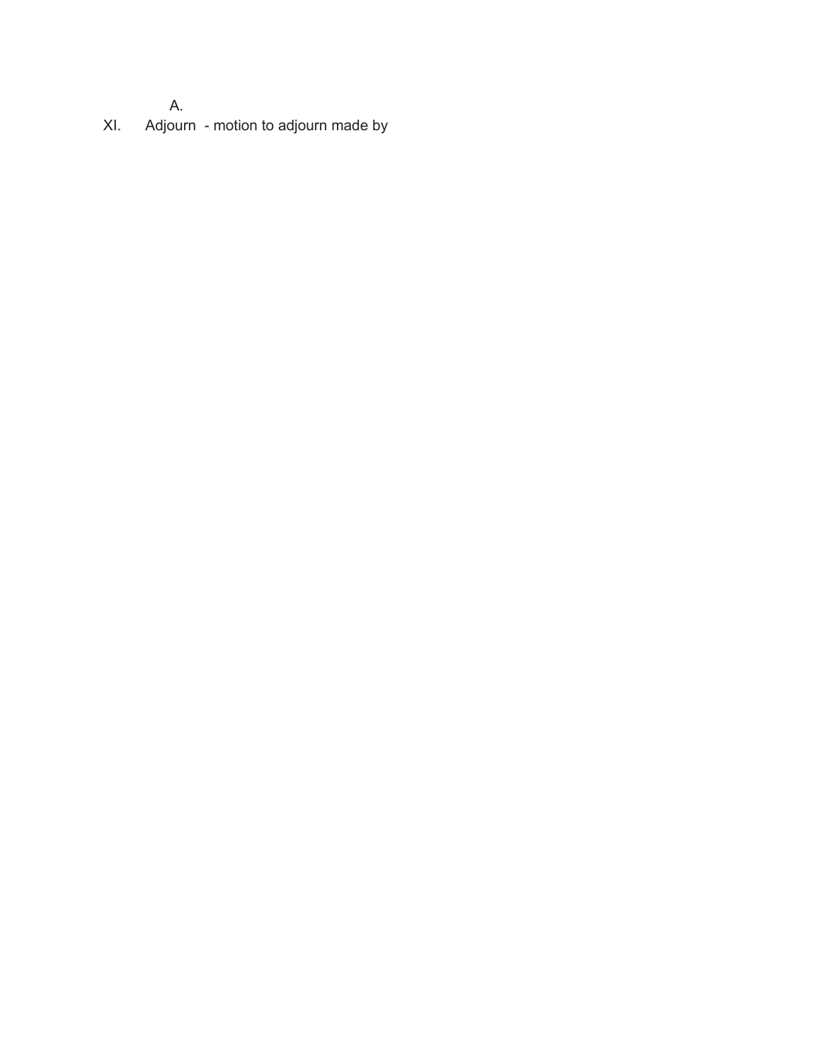A.

XI. Adjourn - motion to adjourn made by